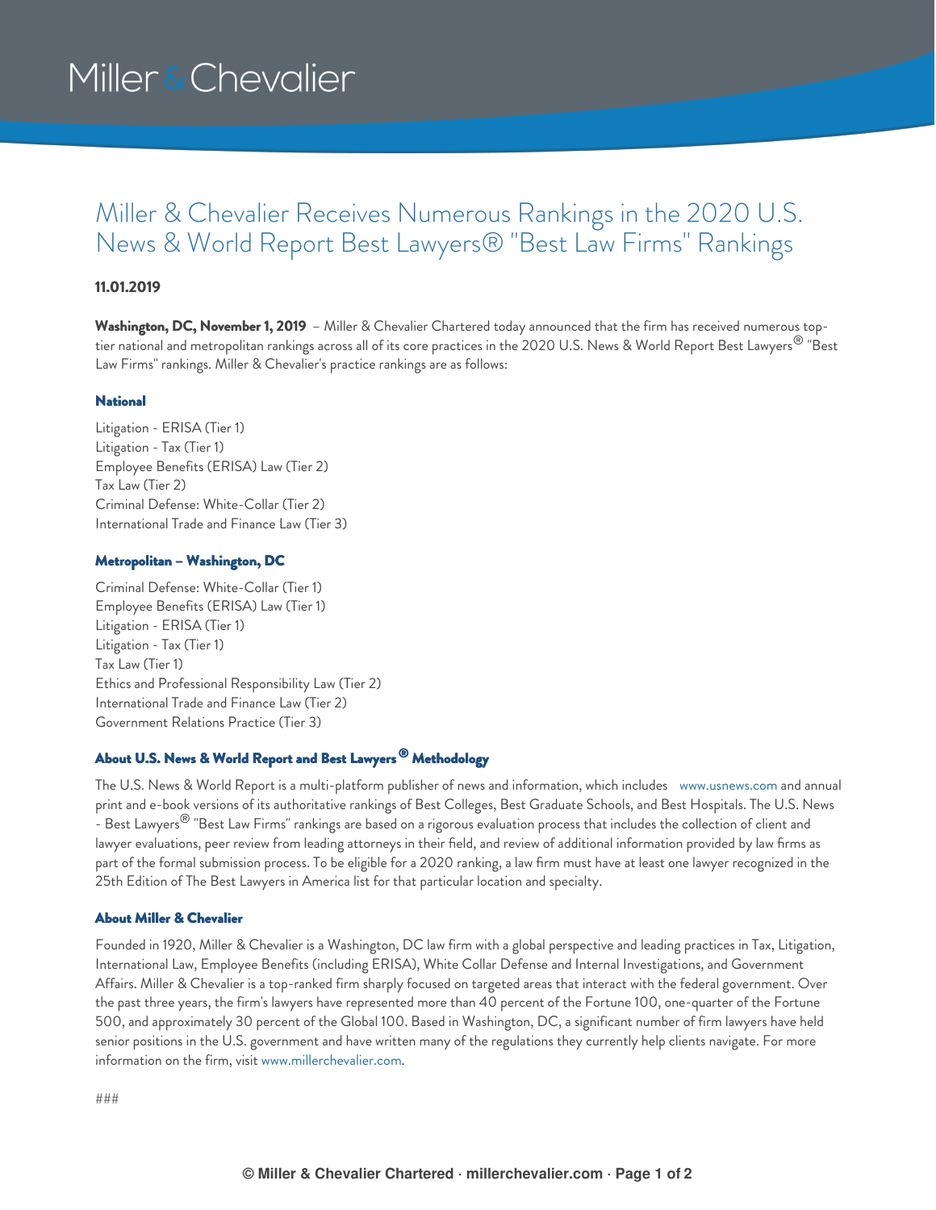Miller & Chevalier

# Miller & Chevalier Receives Numerous Rankings in the 2020 U.S. News & World Report Best Lawyers® "Best Law Firms" Rankings

**11.01.2019**

**Washington, DC, November 1, 2019** – Miller & Chevalier Chartered today announced that the firm has received numerous top-tier national and metropolitan rankings across all of its core practices in the 2020 U.S. News & World Report Best Lawyers® "Best Law Firms" rankings. Miller & Chevalier's practice rankings are as follows:

### National

Litigation - ERISA (Tier 1)
Litigation - Tax (Tier 1)
Employee Benefits (ERISA) Law (Tier 2)
Tax Law (Tier 2)
Criminal Defense: White-Collar (Tier 2)
International Trade and Finance Law (Tier 3)

### Metropolitan – Washington, DC

Criminal Defense: White-Collar (Tier 1)
Employee Benefits (ERISA) Law (Tier 1)
Litigation - ERISA (Tier 1)
Litigation - Tax (Tier 1)
Tax Law (Tier 1)
Ethics and Professional Responsibility Law (Tier 2)
International Trade and Finance Law (Tier 2)
Government Relations Practice (Tier 3)

### About U.S. News & World Report and Best Lawyers® Methodology

The U.S. News & World Report is a multi-platform publisher of news and information, which includes www.usnews.com and annual print and e-book versions of its authoritative rankings of Best Colleges, Best Graduate Schools, and Best Hospitals. The U.S. News - Best Lawyers® "Best Law Firms" rankings are based on a rigorous evaluation process that includes the collection of client and lawyer evaluations, peer review from leading attorneys in their field, and review of additional information provided by law firms as part of the formal submission process. To be eligible for a 2020 ranking, a law firm must have at least one lawyer recognized in the 25th Edition of The Best Lawyers in America list for that particular location and specialty.

### About Miller & Chevalier

Founded in 1920, Miller & Chevalier is a Washington, DC law firm with a global perspective and leading practices in Tax, Litigation, International Law, Employee Benefits (including ERISA), White Collar Defense and Internal Investigations, and Government Affairs. Miller & Chevalier is a top-ranked firm sharply focused on targeted areas that interact with the federal government. Over the past three years, the firm's lawyers have represented more than 40 percent of the Fortune 100, one-quarter of the Fortune 500, and approximately 30 percent of the Global 100. Based in Washington, DC, a significant number of firm lawyers have held senior positions in the U.S. government and have written many of the regulations they currently help clients navigate. For more information on the firm, visit www.millerchevalier.com.

###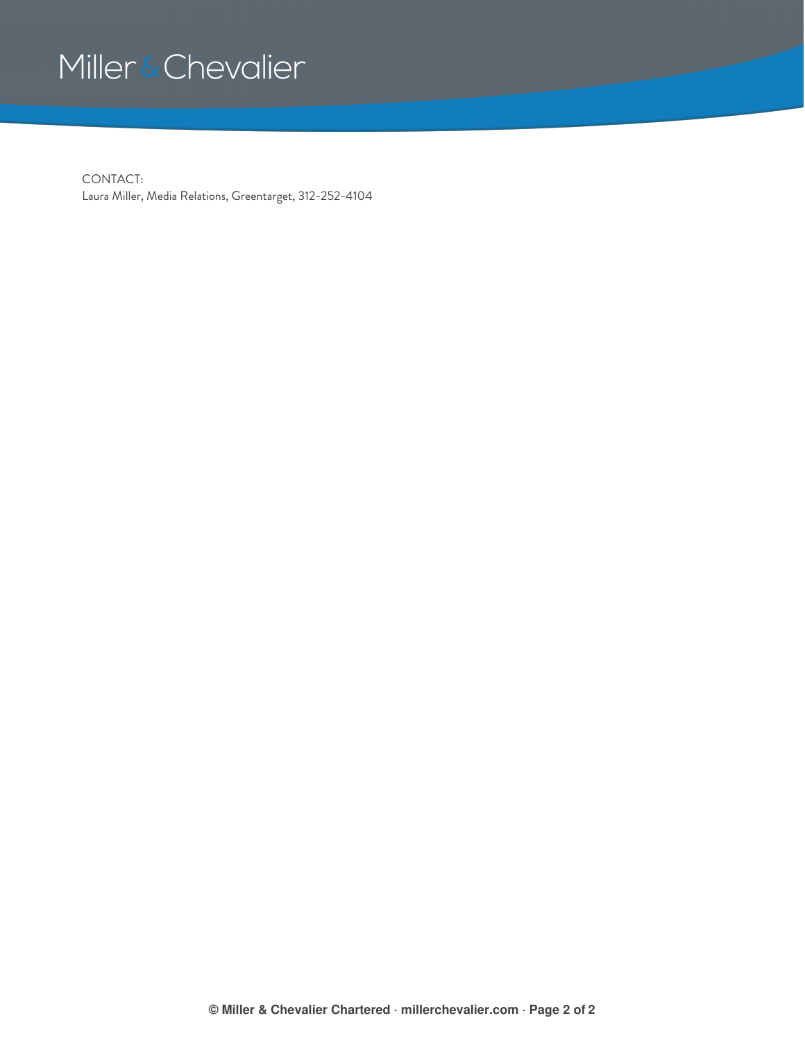CONTACT:
Laura Miller, Media Relations, Greentarget, 312-252-4104